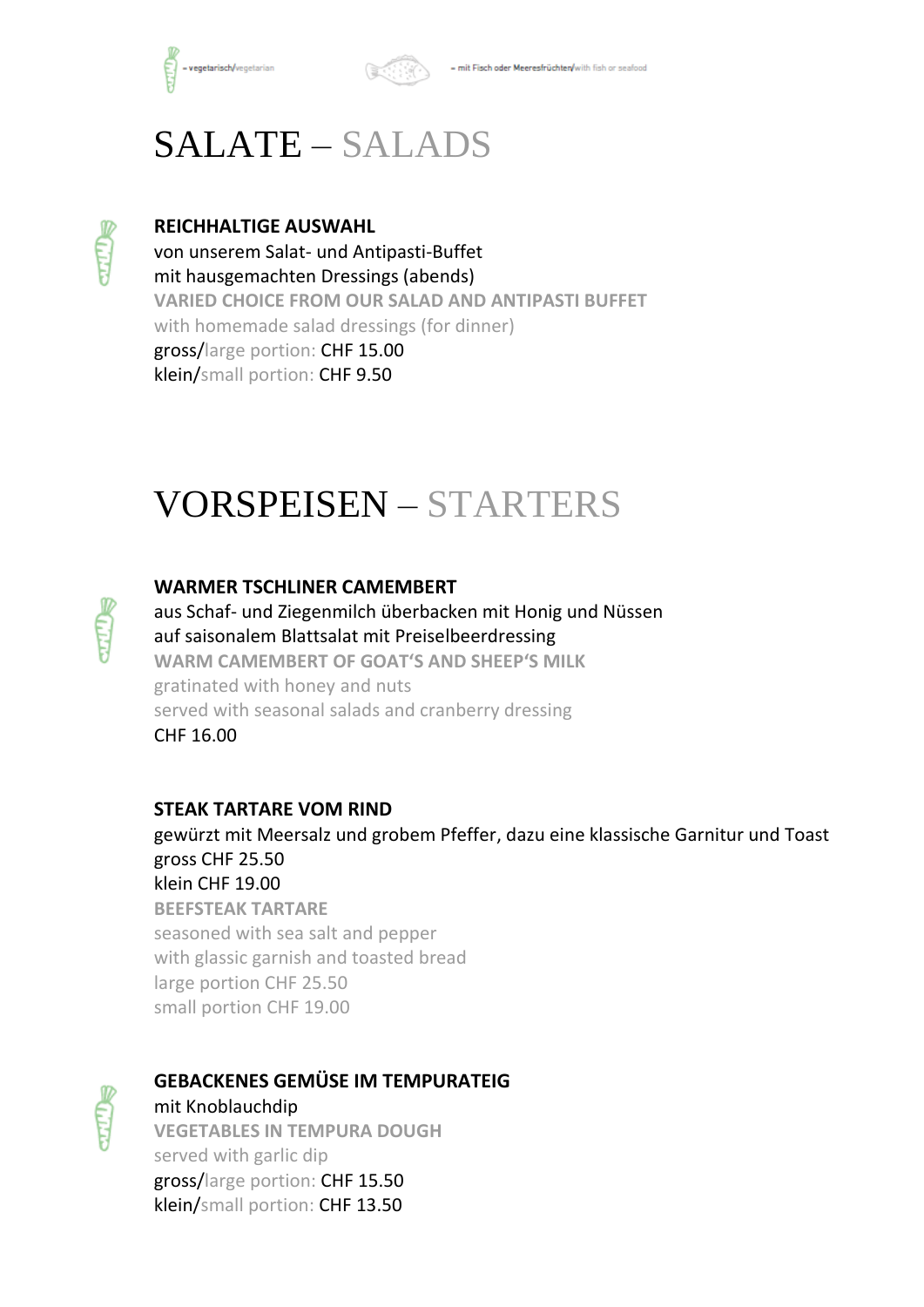= vegetarisch/vegetarian = mit Fisch oder Meeresfrüchten/with fish or seafood

# SALATE – SALADS

**REICHHALTIGE AUSWAHL**
von unserem Salat- und Antipasti-Buffet
mit hausgemachten Dressings (abends)
**VARIED CHOICE FROM OUR SALAD AND ANTIPASTI BUFFET**
with homemade salad dressings (for dinner)
gross/large portion: CHF 15.00
klein/small portion: CHF 9.50

# VORSPEISEN – STARTERS

**WARMER TSCHLINER CAMEMBERT**
aus Schaf- und Ziegenmilch überbacken mit Honig und Nüssen
auf saisonalem Blattsalat mit Preiselbeerdressing
**WARM CAMEMBERT OF GOAT'S AND SHEEP'S MILK**
gratinated with honey and nuts
served with seasonal salads and cranberry dressing
CHF 16.00

**STEAK TARTARE VOM RIND**
gewürzt mit Meersalz und grobem Pfeffer, dazu eine klassische Garnitur und Toast
gross CHF 25.50
klein CHF 19.00
**BEEFSTEAK TARTARE**
seasoned with sea salt and pepper
with glassic garnish and toasted bread
large portion CHF 25.50
small portion CHF 19.00

**GEBACKENES GEMÜSE IM TEMPURATEIG**
mit Knoblauchdip
**VEGETABLES IN TEMPURA DOUGH**
served with garlic dip
gross/large portion: CHF 15.50
klein/small portion: CHF 13.50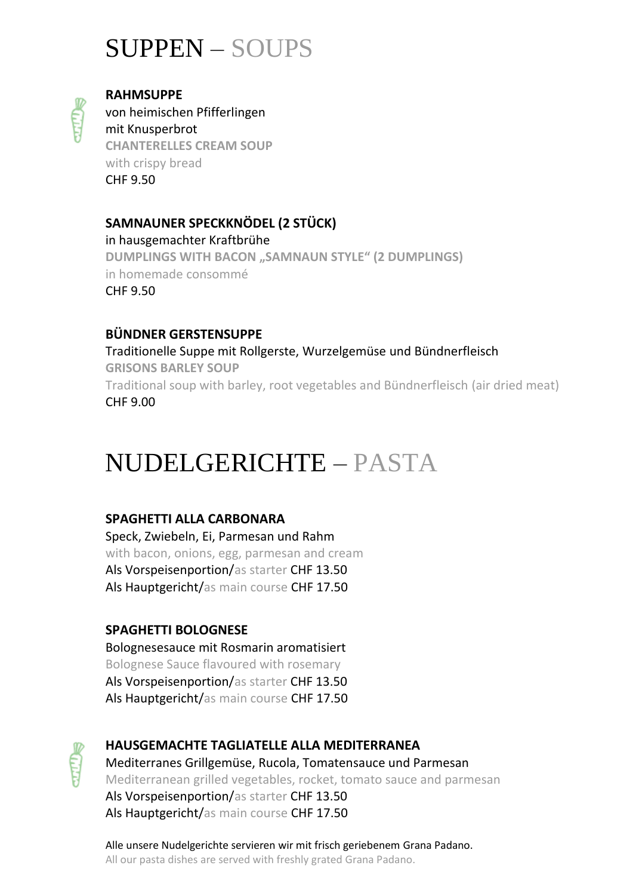# SUPPEN – SOUPS

**RAHMSUPPE**
von heimischen Pfifferlingen
mit Knusperbrot
**CHANTERELLES CREAM SOUP**
with crispy bread
CHF 9.50

**SAMNAUNER SPECKKNÖDEL (2 STÜCK)**
in hausgemachter Kraftbrühe
**DUMPLINGS WITH BACON „SAMNAUN STYLE“ (2 DUMPLINGS)**
in homemade consommé
CHF 9.50

**BÜNDNER GERSTENSUPPE**
Traditionelle Suppe mit Rollgerste, Wurzelgemüse und Bündnerfleisch
**GRISONS BARLEY SOUP**
Traditional soup with barley, root vegetables and Bündnerfleisch (air dried meat)
CHF 9.00

# NUDELGERICHTE – PASTA

**SPAGHETTI ALLA CARBONARA**
Speck, Zwiebeln, Ei, Parmesan und Rahm
with bacon, onions, egg, parmesan and cream
Als Vorspeisenportion/as starter CHF 13.50
Als Hauptgericht/as main course CHF 17.50

**SPAGHETTI BOLOGNESE**
Bolognesesauce mit Rosmarin aromatisiert
Bolognese Sauce flavoured with rosemary
Als Vorspeisenportion/as starter CHF 13.50
Als Hauptgericht/as main course CHF 17.50

**HAUSGEMACHTE TAGLIATELLE ALLA MEDITERRANEA**
Mediterranes Grillgemüse, Rucola, Tomatensauce und Parmesan
Mediterranean grilled vegetables, rocket, tomato sauce and parmesan
Als Vorspeisenportion/as starter CHF 13.50
Als Hauptgericht/as main course CHF 17.50

Alle unsere Nudelgerichte servieren wir mit frisch geriebenem Grana Padano.
All our pasta dishes are served with freshly grated Grana Padano.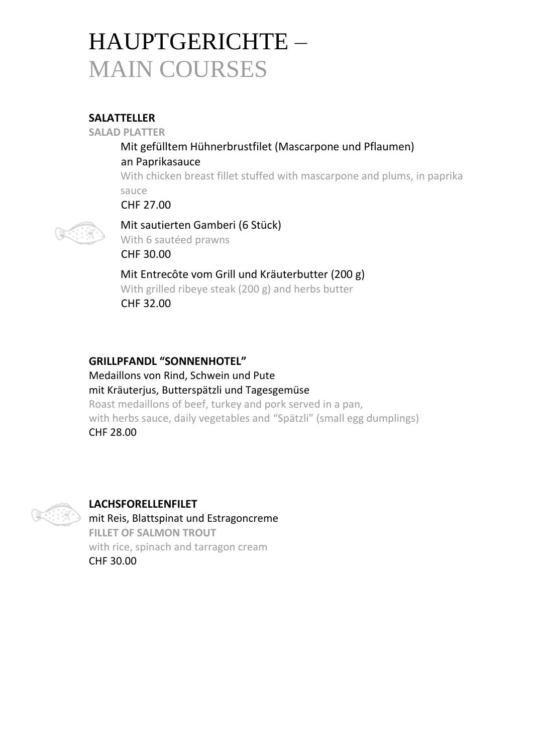# HAUPTGERICHTE – MAIN COURSES

**SALATTELLER**

**SALAD PLATTER**

Mit gefülltem Hühnerbrustfilet (Mascarpone und Pflaumen) an Paprikasauce

With chicken breast fillet stuffed with mascarpone and plums, in paprika sauce

CHF 27.00

Mit sautierten Gamberi (6 Stück)

With 6 sautéed prawns

CHF 30.00

Mit Entrecôte vom Grill und Kräuterbutter (200 g)

With grilled ribeye steak (200 g) and herbs butter

CHF 32.00

**GRILLPFANDL "SONNENHOTEL"**

Medaillons von Rind, Schwein und Pute
mit Kräuterjus, Butterspätzli und Tagesgemüse

Roast medaillons of beef, turkey and pork served in a pan,
with herbs sauce, daily vegetables and "Spätzli" (small egg dumplings)

CHF 28.00

**LACHSFORELLENFILET**

mit Reis, Blattspinat und Estragoncreme

**FILLET OF SALMON TROUT**

with rice, spinach and tarragon cream

CHF 30.00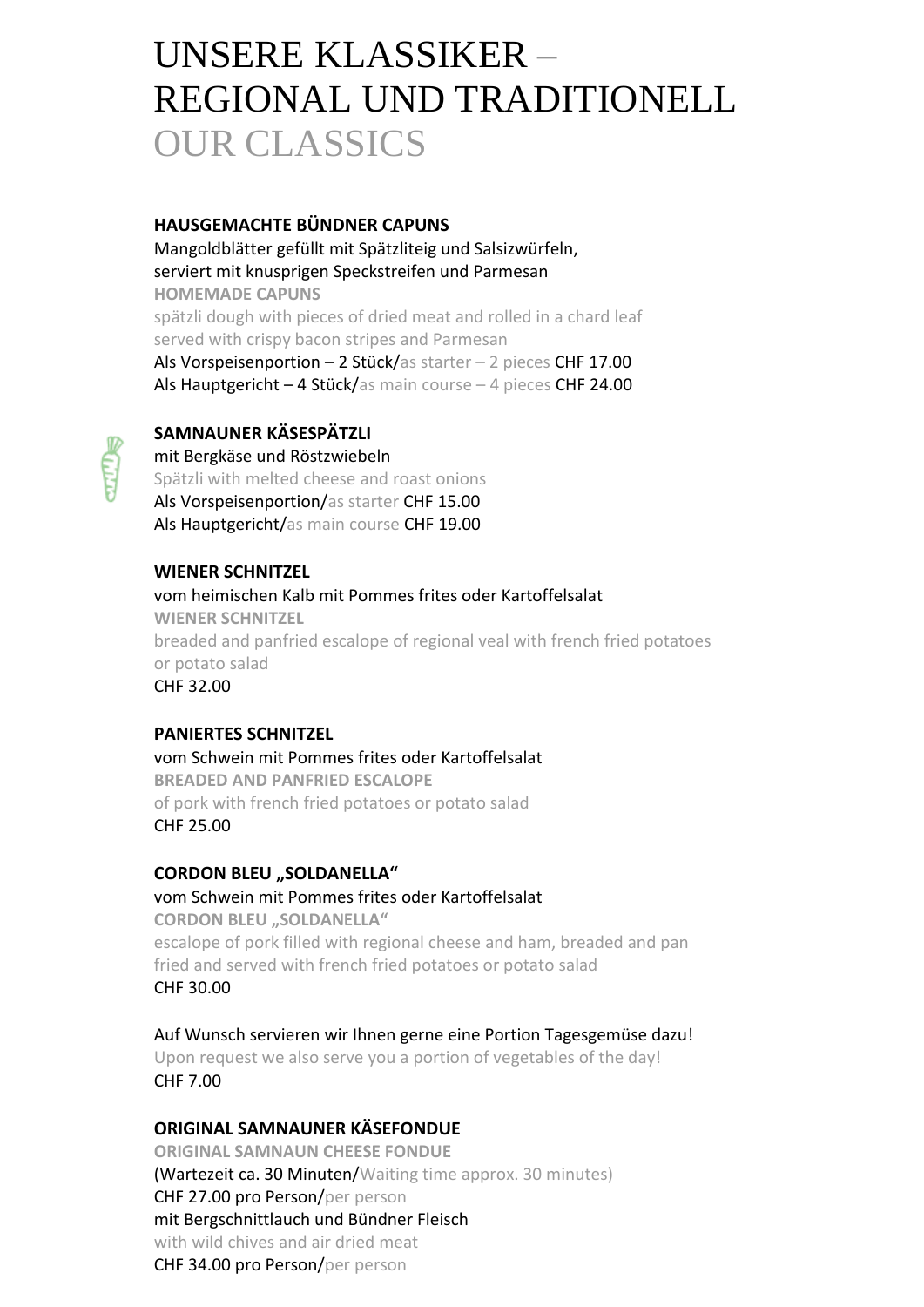# UNSERE KLASSIKER – REGIONAL UND TRADITIONELL
# OUR CLASSICS

**HAUSGEMACHTE BÜNDNER CAPUNS**
Mangoldblätter gefüllt mit Spätzliteig und Salsizwürfeln,
serviert mit knusprigen Speckstreifen und Parmesan
**HOMEMADE CAPUNS**
spätzli dough with pieces of dried meat and rolled in a chard leaf
served with crispy bacon stripes and Parmesan
Als Vorspeisenportion – 2 Stück/as starter – 2 pieces CHF 17.00
Als Hauptgericht – 4 Stück/as main course – 4 pieces CHF 24.00

**SAMNAUNER KÄSESPÄTZLI**
mit Bergkäse und Röstzwiebeln
Spätzli with melted cheese and roast onions
Als Vorspeisenportion/as starter CHF 15.00
Als Hauptgericht/as main course CHF 19.00

**WIENER SCHNITZEL**
vom heimischen Kalb mit Pommes frites oder Kartoffelsalat
**WIENER SCHNITZEL**
breaded and panfried escalope of regional veal with french fried potatoes
or potato salad
CHF 32.00

**PANIERTES SCHNITZEL**
vom Schwein mit Pommes frites oder Kartoffelsalat
**BREADED AND PANFRIED ESCALOPE**
of pork with french fried potatoes or potato salad
CHF 25.00

**CORDON BLEU „SOLDANELLA“**
vom Schwein mit Pommes frites oder Kartoffelsalat
**CORDON BLEU „SOLDANELLA“**
escalope of pork filled with regional cheese and ham, breaded and pan
fried and served with french fried potatoes or potato salad
CHF 30.00

Auf Wunsch servieren wir Ihnen gerne eine Portion Tagesgemüse dazu!
Upon request we also serve you a portion of vegetables of the day!
CHF 7.00

**ORIGINAL SAMNAUNER KÄSEFONDUE**
**ORIGINAL SAMNAUN CHEESE FONDUE**
(Wartezeit ca. 30 Minuten/Waiting time approx. 30 minutes)
CHF 27.00 pro Person/per person
mit Bergschnittlauch und Bündner Fleisch
with wild chives and air dried meat
CHF 34.00 pro Person/per person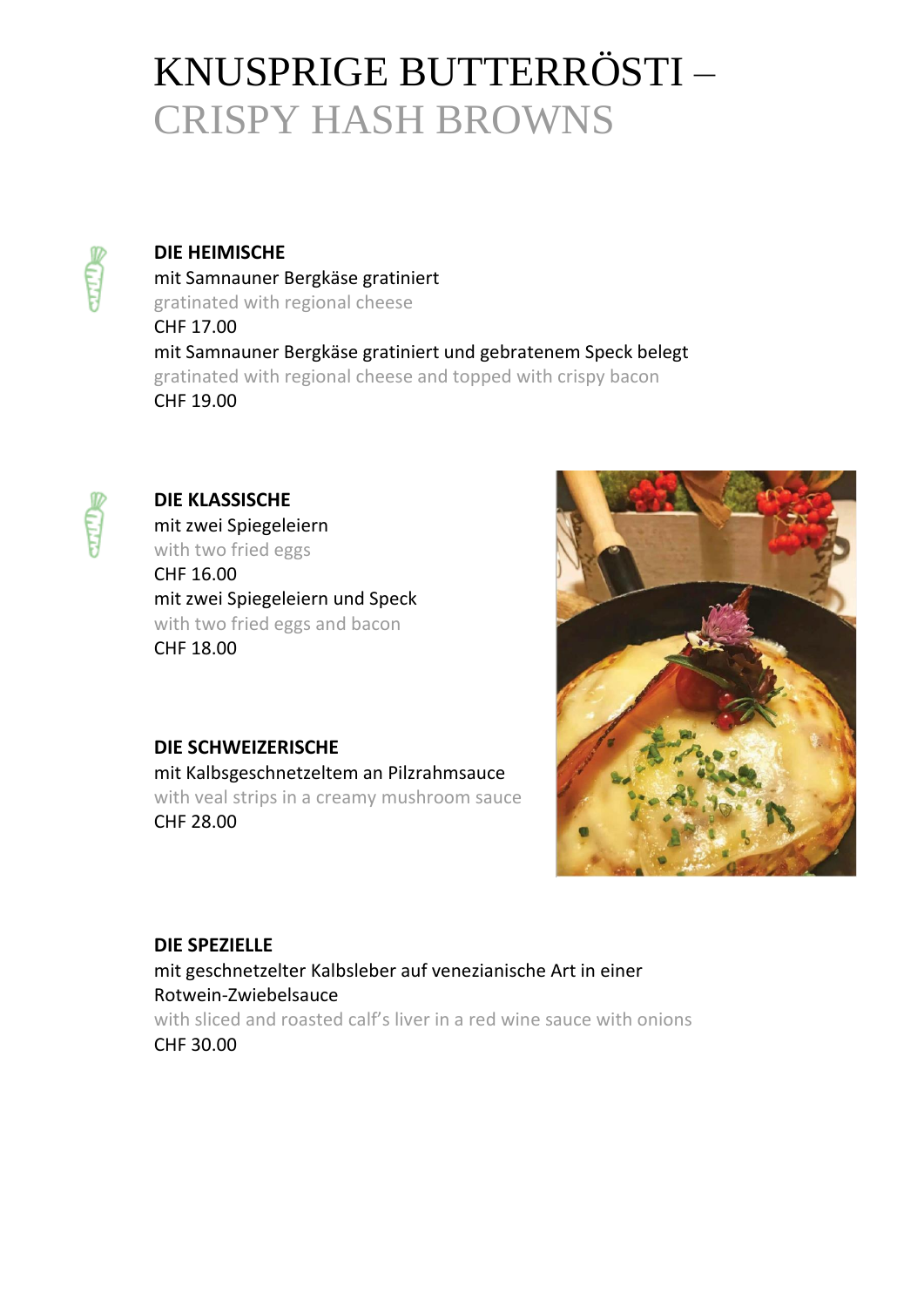# KNUSPRIGE BUTTERRÖSTI – CRISPY HASH BROWNS

**DIE HEIMISCHE**

mit Samnauner Bergkäse gratiniert

gratinated with regional cheese

CHF 17.00

mit Samnauner Bergkäse gratiniert und gebratenem Speck belegt

gratinated with regional cheese and topped with crispy bacon

CHF 19.00

**DIE KLASSISCHE**

mit zwei Spiegeleiern

with two fried eggs

CHF 16.00

mit zwei Spiegeleiern und Speck

with two fried eggs and bacon

CHF 18.00

**DIE SCHWEIZERISCHE**

mit Kalbsgeschnetzeltem an Pilzrahmsauce

with veal strips in a creamy mushroom sauce

CHF 28.00

**DIE SPEZIELLE**

mit geschnetzelter Kalbsleber auf venezianische Art in einer Rotwein-Zwiebelsauce

with sliced and roasted calf's liver in a red wine sauce with onions

CHF 30.00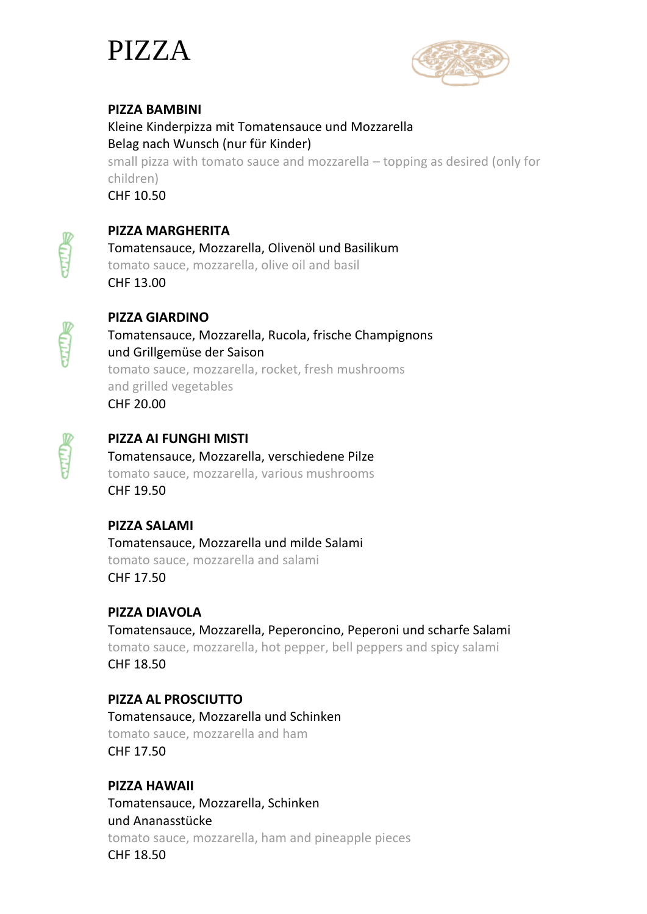# PIZZA

**PIZZA BAMBINI**
Kleine Kinderpizza mit Tomatensauce und Mozzarella
Belag nach Wunsch (nur für Kinder)
small pizza with tomato sauce and mozzarella – topping as desired (only for children)
CHF 10.50

**PIZZA MARGHERITA**
Tomatensauce, Mozzarella, Olivenöl und Basilikum
tomato sauce, mozzarella, olive oil and basil
CHF 13.00

**PIZZA GIARDINO**
Tomatensauce, Mozzarella, Rucola, frische Champignons
und Grillgemüse der Saison
tomato sauce, mozzarella, rocket, fresh mushrooms
and grilled vegetables
CHF 20.00

**PIZZA AI FUNGHI MISTI**
Tomatensauce, Mozzarella, verschiedene Pilze
tomato sauce, mozzarella, various mushrooms
CHF 19.50

**PIZZA SALAMI**
Tomatensauce, Mozzarella und milde Salami
tomato sauce, mozzarella and salami
CHF 17.50

**PIZZA DIAVOLA**
Tomatensauce, Mozzarella, Peperoncino, Peperoni und scharfe Salami
tomato sauce, mozzarella, hot pepper, bell peppers and spicy salami
CHF 18.50

**PIZZA AL PROSCIUTTO**
Tomatensauce, Mozzarella und Schinken
tomato sauce, mozzarella and ham
CHF 17.50

**PIZZA HAWAII**
Tomatensauce, Mozzarella, Schinken
und Ananasstücke
tomato sauce, mozzarella, ham and pineapple pieces
CHF 18.50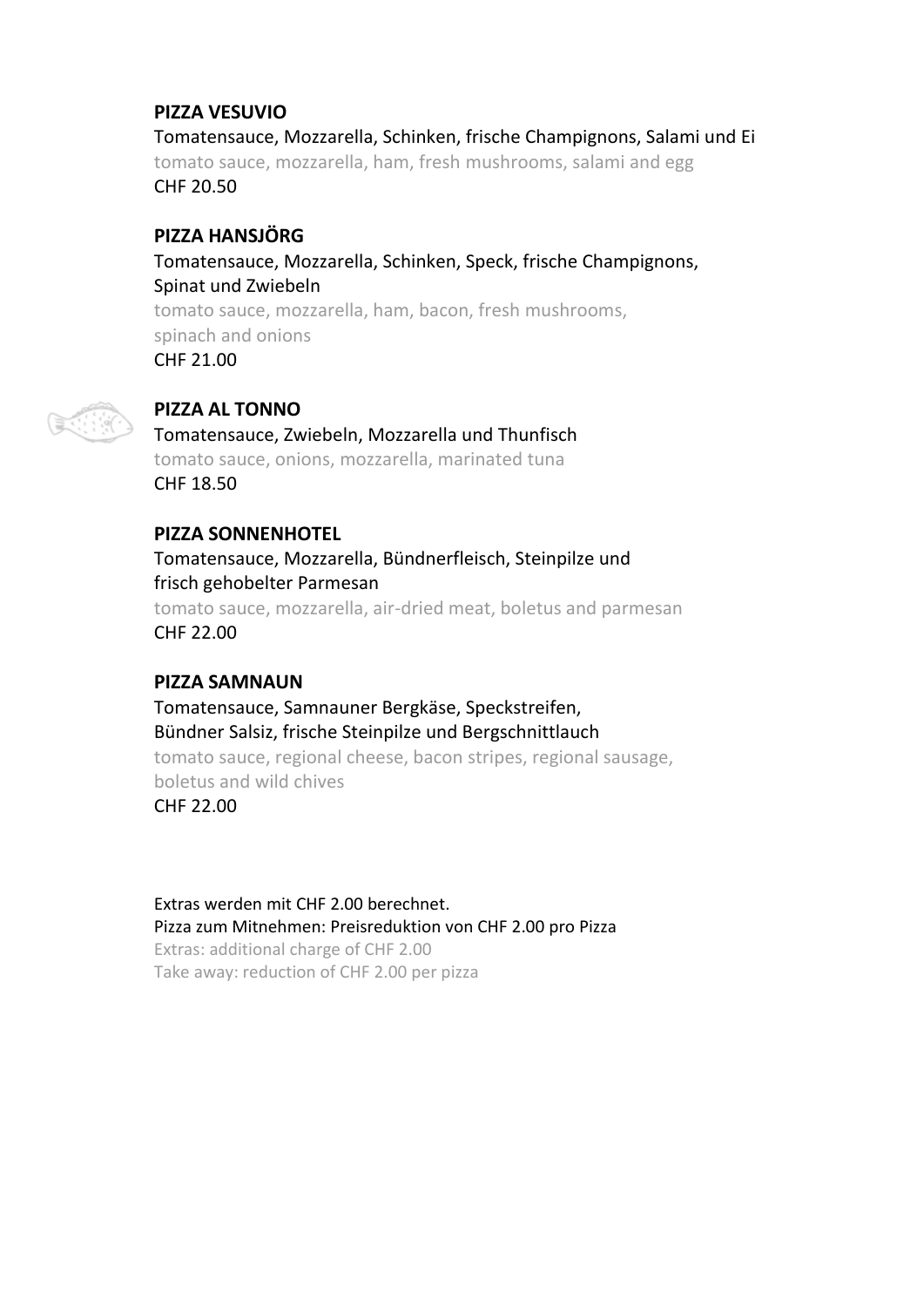### PIZZA VESUVIO

Tomatensauce, Mozzarella, Schinken, frische Champignons, Salami und Ei
tomato sauce, mozzarella, ham, fresh mushrooms, salami and egg
CHF 20.50

### PIZZA HANSJÖRG

Tomatensauce, Mozzarella, Schinken, Speck, frische Champignons, Spinat und Zwiebeln
tomato sauce, mozzarella, ham, bacon, fresh mushrooms, spinach and onions
CHF 21.00

### PIZZA AL TONNO

Tomatensauce, Zwiebeln, Mozzarella und Thunfisch
tomato sauce, onions, mozzarella, marinated tuna
CHF 18.50

### PIZZA SONNENHOTEL

Tomatensauce, Mozzarella, Bündnerfleisch, Steinpilze und frisch gehobelter Parmesan
tomato sauce, mozzarella, air-dried meat, boletus and parmesan
CHF 22.00

### PIZZA SAMNAUN

Tomatensauce, Samnauner Bergkäse, Speckstreifen, Bündner Salsiz, frische Steinpilze und Bergschnittlauch
tomato sauce, regional cheese, bacon stripes, regional sausage, boletus and wild chives
CHF 22.00

Extras werden mit CHF 2.00 berechnet.
Pizza zum Mitnehmen: Preisreduktion von CHF 2.00 pro Pizza
Extras: additional charge of CHF 2.00
Take away: reduction of CHF 2.00 per pizza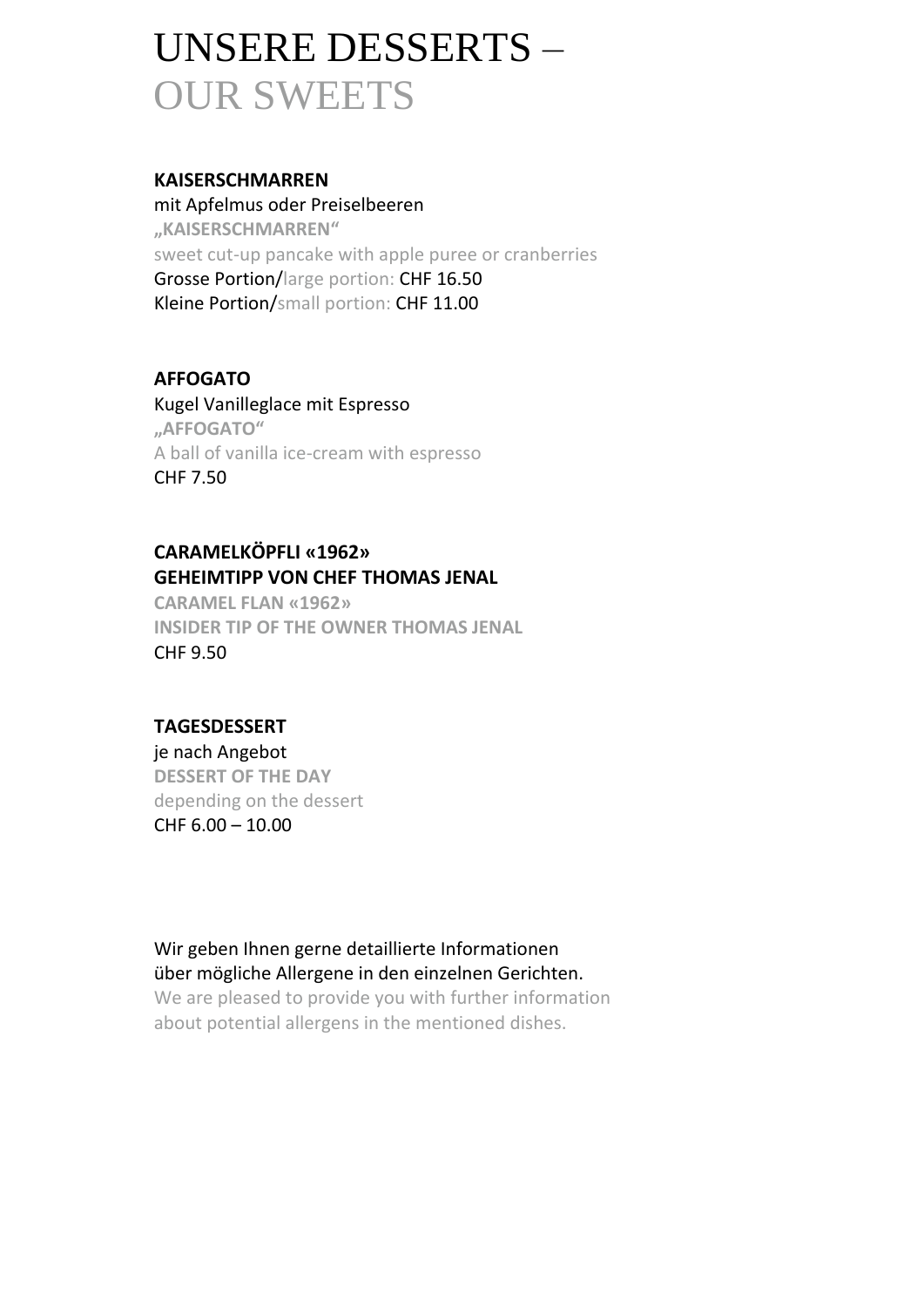# UNSERE DESSERTS – OUR SWEETS

**KAISERSCHMARREN**
mit Apfelmus oder Preiselbeeren
**„KAISERSCHMARREN"**
sweet cut-up pancake with apple puree or cranberries
Grosse Portion/large portion: CHF 16.50
Kleine Portion/small portion: CHF 11.00

**AFFOGATO**
Kugel Vanilleglace mit Espresso
**„AFFOGATO"**
A ball of vanilla ice-cream with espresso
CHF 7.50

**CARAMELKÖPFLI «1962»**
**GEHEIMTIPP VON CHEF THOMAS JENAL**
**CARAMEL FLAN «1962»**
**INSIDER TIP OF THE OWNER THOMAS JENAL**
CHF 9.50

**TAGESDESSERT**
je nach Angebot
**DESSERT OF THE DAY**
depending on the dessert
CHF 6.00 – 10.00

Wir geben Ihnen gerne detaillierte Informationen über mögliche Allergene in den einzelnen Gerichten.
We are pleased to provide you with further information about potential allergens in the mentioned dishes.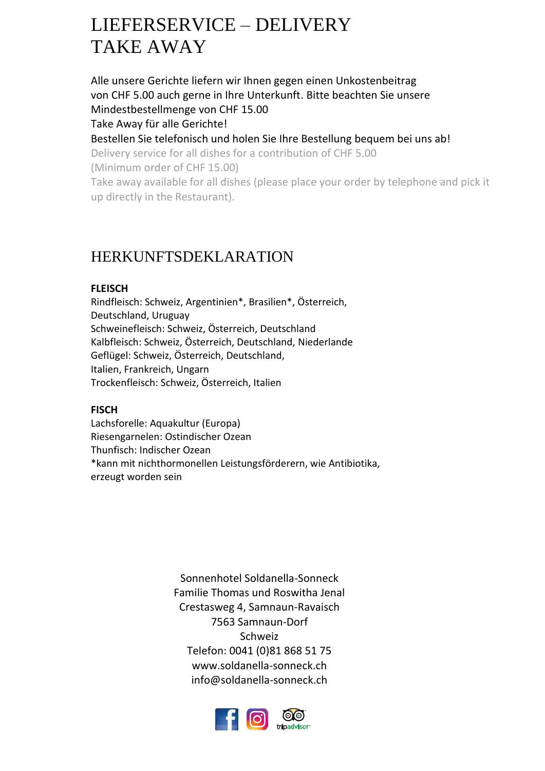# LIEFERSERVICE – DELIVERY TAKE AWAY

Alle unsere Gerichte liefern wir Ihnen gegen einen Unkostenbeitrag von CHF 5.00 auch gerne in Ihre Unterkunft. Bitte beachten Sie unsere Mindestbestellmenge von CHF 15.00
Take Away für alle Gerichte!
Bestellen Sie telefonisch und holen Sie Ihre Bestellung bequem bei uns ab!
Delivery service for all dishes for a contribution of CHF 5.00
(Minimum order of CHF 15.00)
Take away available for all dishes (please place your order by telephone and pick it up directly in the Restaurant).

# HERKUNFTSDEKLARATION

**FLEISCH**
Rindfleisch: Schweiz, Argentinien*, Brasilien*, Österreich, Deutschland, Uruguay
Schweinefleisch: Schweiz, Österreich, Deutschland
Kalbfleisch: Schweiz, Österreich, Deutschland, Niederlande
Geflügel: Schweiz, Österreich, Deutschland, Italien, Frankreich, Ungarn
Trockenfleisch: Schweiz, Österreich, Italien

**FISCH**
Lachsforelle: Aquakultur (Europa)
Riesengarnelen: Ostindischer Ozean
Thunfisch: Indischer Ozean
*kann mit nichthormonellen Leistungsförderern, wie Antibiotika, erzeugt worden sein

Sonnenhotel Soldanella-Sonneck
Familie Thomas und Roswitha Jenal
Crestasweg 4, Samnaun-Ravaisch
7563 Samnaun-Dorf
Schweiz
Telefon: 0041 (0)81 868 51 75
www.soldanella-sonneck.ch
info@soldanella-sonneck.ch